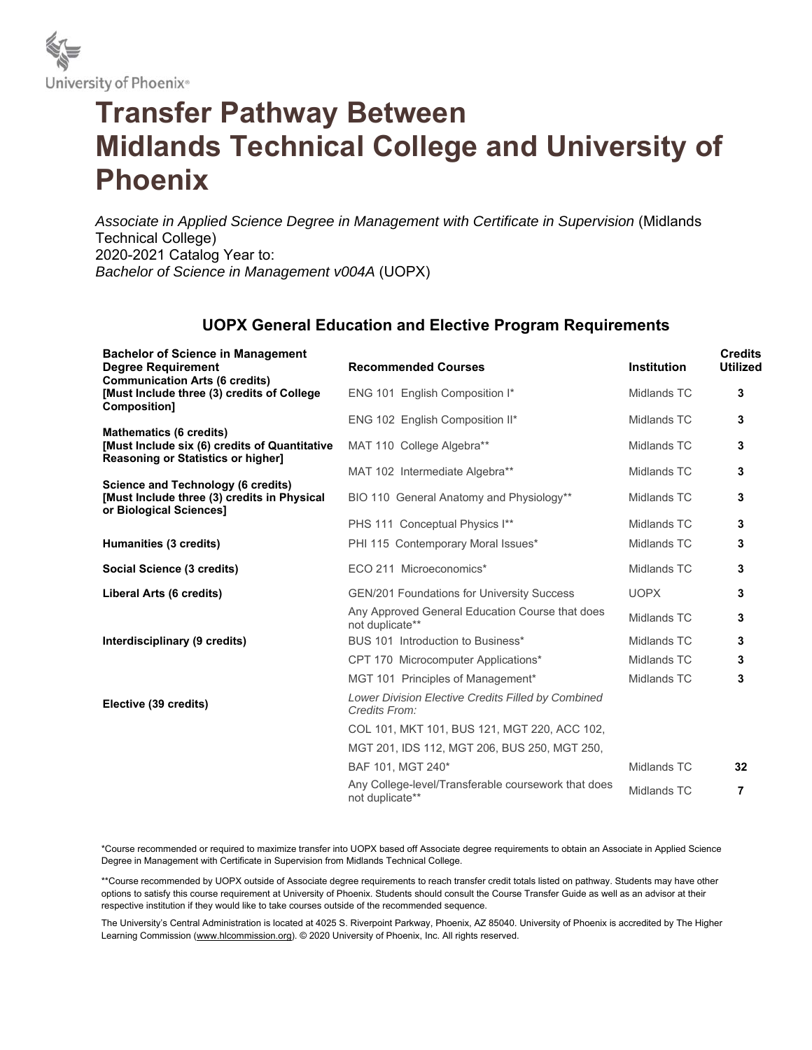University of Phoenix®

# Transfer Pathway Between Midlands Technical College and University of Phoenix

*Associate in Applied Science Degree in Management with Certificate in Supervision* (Midlands Technical College)
2020-2021 Catalog Year to:
*Bachelor of Science in Management v004A* (UOPX)

## UOPX General Education and Elective Program Requirements

| Bachelor of Science in Management Degree Requirement | Recommended Courses | Institution | Credits Utilized |
|---|---|---|---|
| **Communication Arts (6 credits) [Must Include three (3) credits of College Composition]** | ENG 101 English Composition I* | Midlands TC | **3** |
| | ENG 102 English Composition II* | Midlands TC | **3** |
| **Mathematics (6 credits) [Must Include six (6) credits of Quantitative Reasoning or Statistics or higher]** | MAT 110 College Algebra** | Midlands TC | **3** |
| | MAT 102 Intermediate Algebra** | Midlands TC | **3** |
| **Science and Technology (6 credits) [Must Include three (3) credits in Physical or Biological Sciences]** | BIO 110 General Anatomy and Physiology** | Midlands TC | **3** |
| | PHS 111 Conceptual Physics I** | Midlands TC | **3** |
| **Humanities (3 credits)** | PHI 115 Contemporary Moral Issues* | Midlands TC | **3** |
| **Social Science (3 credits)** | ECO 211 Microeconomics* | Midlands TC | **3** |
| **Liberal Arts (6 credits)** | GEN/201 Foundations for University Success | UOPX | **3** |
| | Any Approved General Education Course that does not duplicate** | Midlands TC | **3** |
| **Interdisciplinary (9 credits)** | BUS 101 Introduction to Business* | Midlands TC | **3** |
| | CPT 170 Microcomputer Applications* | Midlands TC | **3** |
| | MGT 101 Principles of Management* | Midlands TC | **3** |
| **Elective (39 credits)** | *Lower Division Elective Credits Filled by Combined Credits From:* COL 101, MKT 101, BUS 121, MGT 220, ACC 102, MGT 201, IDS 112, MGT 206, BUS 250, MGT 250, BAF 101, MGT 240* | Midlands TC | **32** |
| | Any College-level/Transferable coursework that does not duplicate** | Midlands TC | **7** |

*Course recommended or required to maximize transfer into UOPX based off Associate degree requirements to obtain an Associate in Applied Science Degree in Management with Certificate in Supervision from Midlands Technical College.

**Course recommended by UOPX outside of Associate degree requirements to reach transfer credit totals listed on pathway. Students may have other options to satisfy this course requirement at University of Phoenix. Students should consult the Course Transfer Guide as well as an advisor at their respective institution if they would like to take courses outside of the recommended sequence.

The University's Central Administration is located at 4025 S. Riverpoint Parkway, Phoenix, AZ 85040. University of Phoenix is accredited by The Higher Learning Commission (www.hlcommission.org). © 2020 University of Phoenix, Inc. All rights reserved.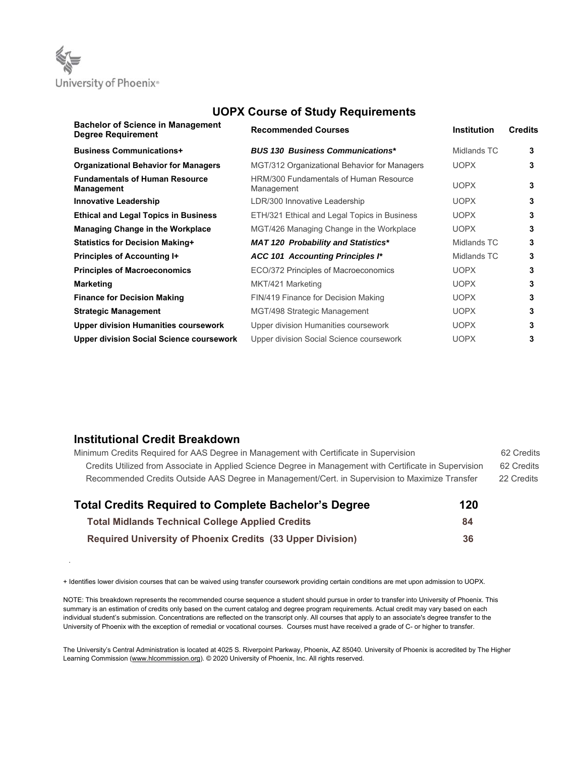University of Phoenix®

## UOPX Course of Study Requirements

| Bachelor of Science in Management Degree Requirement | Recommended Courses | Institution | Credits |
|---|---|---|---|
| **Business Communications+** | ***BUS 130 Business Communications**** | Midlands TC | 3 |
| **Organizational Behavior for Managers** | MGT/312 Organizational Behavior for Managers | UOPX | 3 |
| **Fundamentals of Human Resource Management** | HRM/300 Fundamentals of Human Resource Management | UOPX | 3 |
| **Innovative Leadership** | LDR/300 Innovative Leadership | UOPX | 3 |
| **Ethical and Legal Topics in Business** | ETH/321 Ethical and Legal Topics in Business | UOPX | 3 |
| **Managing Change in the Workplace** | MGT/426 Managing Change in the Workplace | UOPX | 3 |
| **Statistics for Decision Making+** | ***MAT 120 Probability and Statistics**** | Midlands TC | 3 |
| **Principles of Accounting I+** | ***ACC 101 Accounting Principles I**** | Midlands TC | 3 |
| **Principles of Macroeconomics** | ECO/372 Principles of Macroeconomics | UOPX | 3 |
| **Marketing** | MKT/421 Marketing | UOPX | 3 |
| **Finance for Decision Making** | FIN/419 Finance for Decision Making | UOPX | 3 |
| **Strategic Management** | MGT/498 Strategic Management | UOPX | 3 |
| **Upper division Humanities coursework** | Upper division Humanities coursework | UOPX | 3 |
| **Upper division Social Science coursework** | Upper division Social Science coursework | UOPX | 3 |

### Institutional Credit Breakdown

| | |
|---|---|
| Minimum Credits Required for AAS Degree in Management with Certificate in Supervision | 62 Credits |
| Credits Utilized from Associate in Applied Science Degree in Management with Certificate in Supervision | 62 Credits |
| Recommended Credits Outside AAS Degree in Management/Cert. in Supervision to Maximize Transfer | 22 Credits |

| | |
|---|---|
| **Total Credits Required to Complete Bachelor's Degree** | **120** |
| **Total Midlands Technical College Applied Credits** | **84** |
| **Required University of Phoenix Credits (33 Upper Division)** | **36** |

+ Identifies lower division courses that can be waived using transfer coursework providing certain conditions are met upon admission to UOPX.

NOTE: This breakdown represents the recommended course sequence a student should pursue in order to transfer into University of Phoenix. This summary is an estimation of credits only based on the current catalog and degree program requirements. Actual credit may vary based on each individual student's submission. Concentrations are reflected on the transcript only. All courses that apply to an associate's degree transfer to the University of Phoenix with the exception of remedial or vocational courses. Courses must have received a grade of C- or higher to transfer.

The University's Central Administration is located at 4025 S. Riverpoint Parkway, Phoenix, AZ 85040. University of Phoenix is accredited by The Higher Learning Commission (www.hlcommission.org). © 2020 University of Phoenix, Inc. All rights reserved.